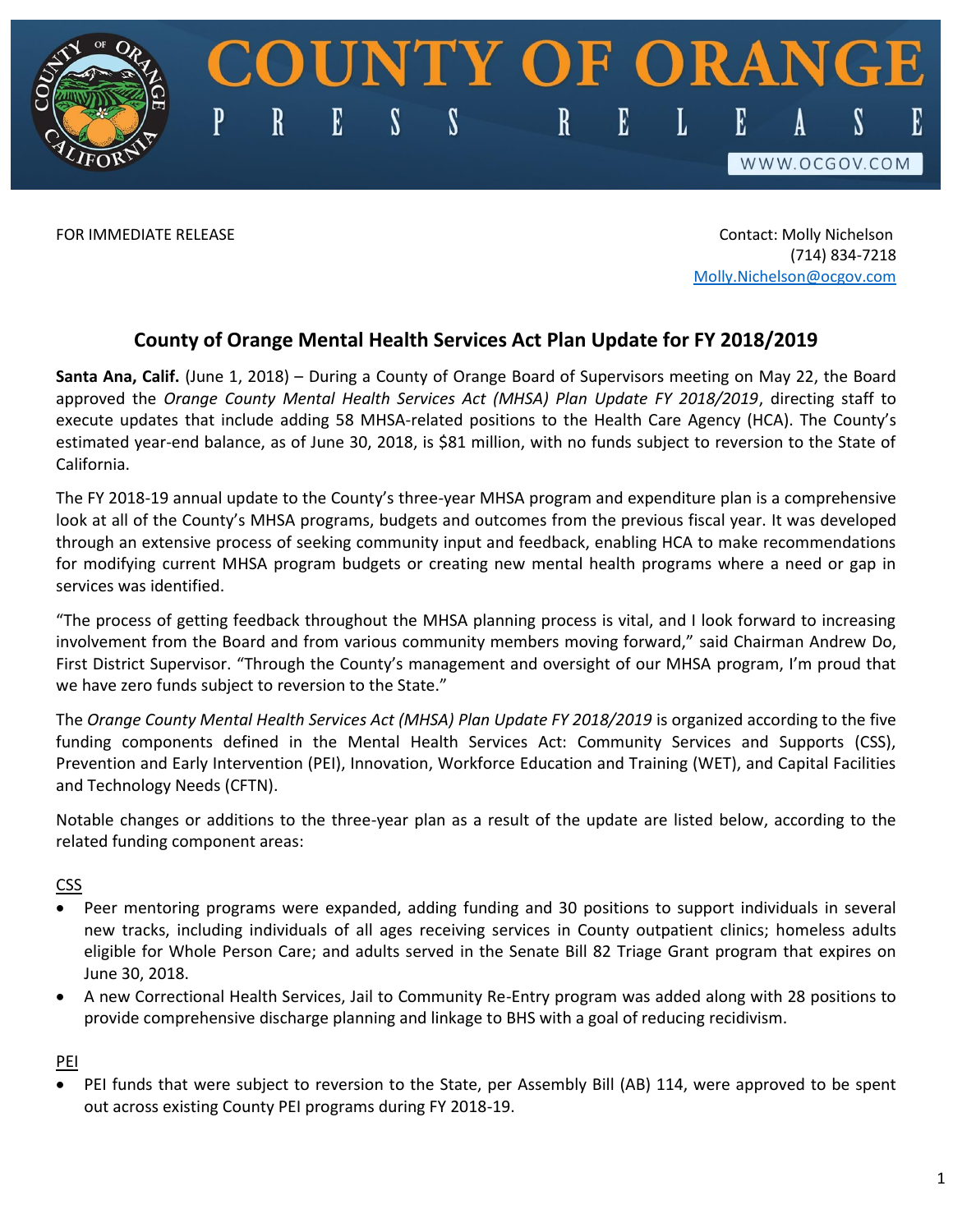# COUNTY OF ORANGE

PRESS RELEASE

WWW.OCGOV.COM

FOR IMMEDIATE RELEASE

Contact: Molly Nichelson
(714) 834-7218
Molly.Nichelson@ocgov.com

## County of Orange Mental Health Services Act Plan Update for FY 2018/2019

**Santa Ana, Calif.** (June 1, 2018) – During a County of Orange Board of Supervisors meeting on May 22, the Board approved the *Orange County Mental Health Services Act (MHSA) Plan Update FY 2018/2019*, directing staff to execute updates that include adding 58 MHSA-related positions to the Health Care Agency (HCA). The County's estimated year-end balance, as of June 30, 2018, is $81 million, with no funds subject to reversion to the State of California.

The FY 2018-19 annual update to the County's three-year MHSA program and expenditure plan is a comprehensive look at all of the County's MHSA programs, budgets and outcomes from the previous fiscal year. It was developed through an extensive process of seeking community input and feedback, enabling HCA to make recommendations for modifying current MHSA program budgets or creating new mental health programs where a need or gap in services was identified.

"The process of getting feedback throughout the MHSA planning process is vital, and I look forward to increasing involvement from the Board and from various community members moving forward," said Chairman Andrew Do, First District Supervisor. "Through the County's management and oversight of our MHSA program, I'm proud that we have zero funds subject to reversion to the State."

The *Orange County Mental Health Services Act (MHSA) Plan Update FY 2018/2019* is organized according to the five funding components defined in the Mental Health Services Act: Community Services and Supports (CSS), Prevention and Early Intervention (PEI), Innovation, Workforce Education and Training (WET), and Capital Facilities and Technology Needs (CFTN).

Notable changes or additions to the three-year plan as a result of the update are listed below, according to the related funding component areas:

CSS

- Peer mentoring programs were expanded, adding funding and 30 positions to support individuals in several new tracks, including individuals of all ages receiving services in County outpatient clinics; homeless adults eligible for Whole Person Care; and adults served in the Senate Bill 82 Triage Grant program that expires on June 30, 2018.
- A new Correctional Health Services, Jail to Community Re-Entry program was added along with 28 positions to provide comprehensive discharge planning and linkage to BHS with a goal of reducing recidivism.

PEI

- PEI funds that were subject to reversion to the State, per Assembly Bill (AB) 114, were approved to be spent out across existing County PEI programs during FY 2018-19.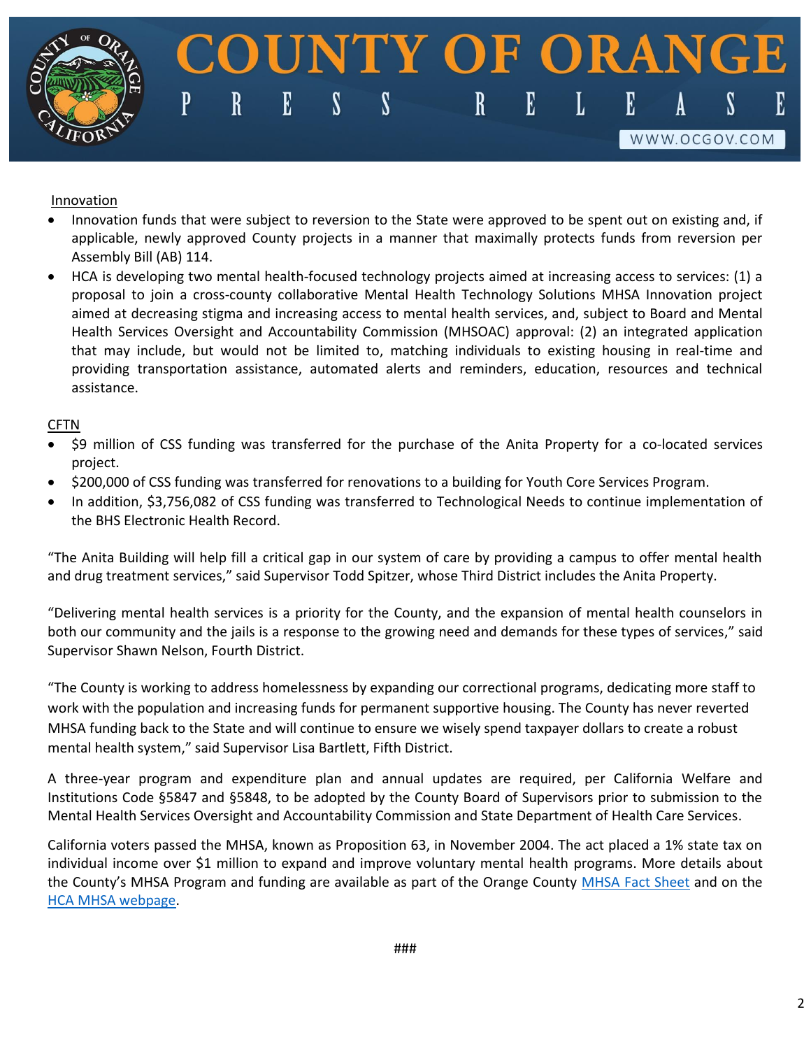Innovation

- Innovation funds that were subject to reversion to the State were approved to be spent out on existing and, if applicable, newly approved County projects in a manner that maximally protects funds from reversion per Assembly Bill (AB) 114.
- HCA is developing two mental health-focused technology projects aimed at increasing access to services: (1) a proposal to join a cross-county collaborative Mental Health Technology Solutions MHSA Innovation project aimed at decreasing stigma and increasing access to mental health services, and, subject to Board and Mental Health Services Oversight and Accountability Commission (MHSOAC) approval: (2) an integrated application that may include, but would not be limited to, matching individuals to existing housing in real-time and providing transportation assistance, automated alerts and reminders, education, resources and technical assistance.

CFTN

- $9 million of CSS funding was transferred for the purchase of the Anita Property for a co-located services project.
- $200,000 of CSS funding was transferred for renovations to a building for Youth Core Services Program.
- In addition, $3,756,082 of CSS funding was transferred to Technological Needs to continue implementation of the BHS Electronic Health Record.

"The Anita Building will help fill a critical gap in our system of care by providing a campus to offer mental health and drug treatment services," said Supervisor Todd Spitzer, whose Third District includes the Anita Property.

"Delivering mental health services is a priority for the County, and the expansion of mental health counselors in both our community and the jails is a response to the growing need and demands for these types of services," said Supervisor Shawn Nelson, Fourth District.

"The County is working to address homelessness by expanding our correctional programs, dedicating more staff to work with the population and increasing funds for permanent supportive housing. The County has never reverted MHSA funding back to the State and will continue to ensure we wisely spend taxpayer dollars to create a robust mental health system," said Supervisor Lisa Bartlett, Fifth District.

A three-year program and expenditure plan and annual updates are required, per California Welfare and Institutions Code §5847 and §5848, to be adopted by the County Board of Supervisors prior to submission to the Mental Health Services Oversight and Accountability Commission and State Department of Health Care Services.

California voters passed the MHSA, known as Proposition 63, in November 2004. The act placed a 1% state tax on individual income over $1 million to expand and improve voluntary mental health programs. More details about the County's MHSA Program and funding are available as part of the Orange County MHSA Fact Sheet and on the HCA MHSA webpage.

###